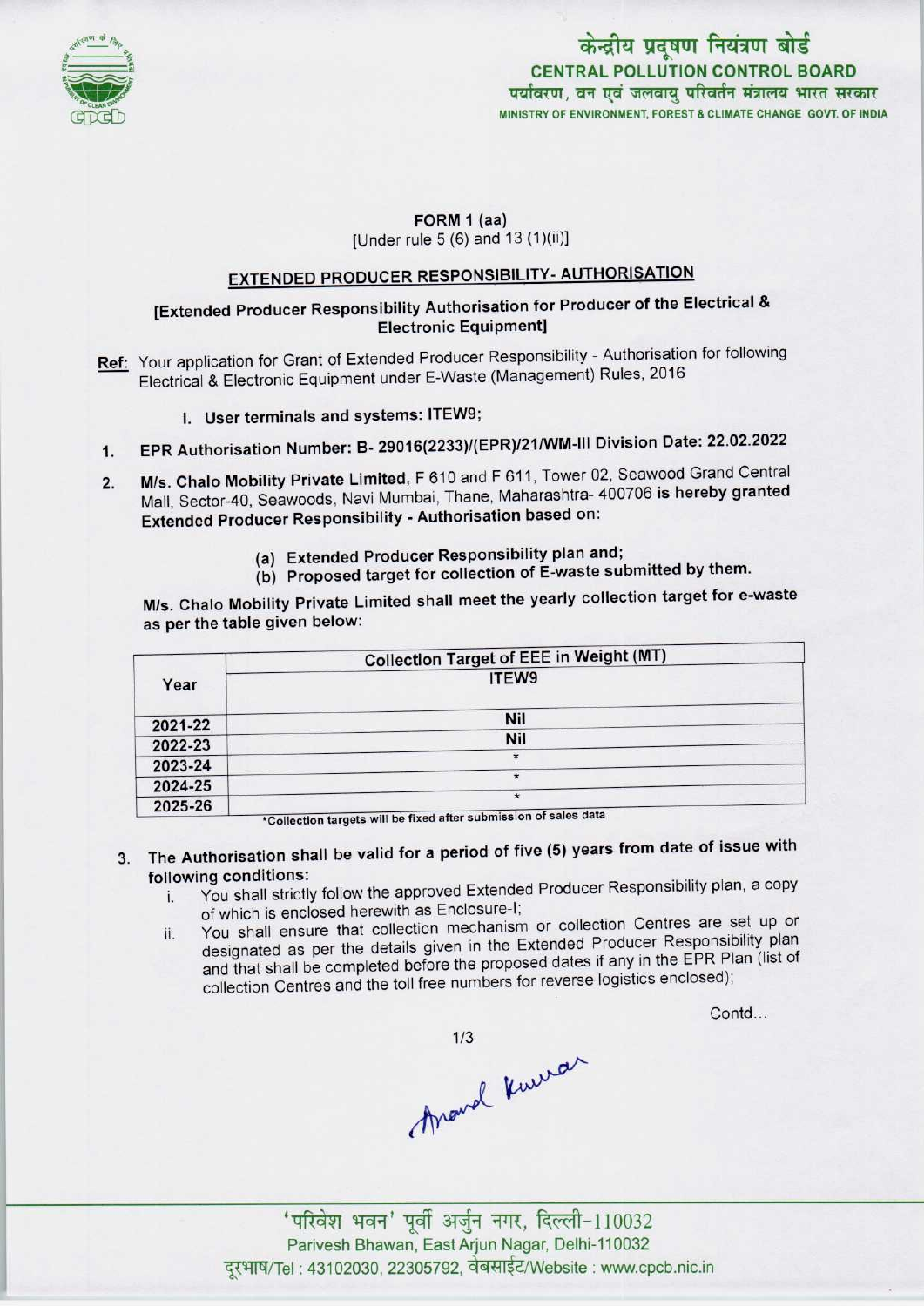केन्द्रीय प्रदूषण नियंत्रण बोर्ड
**CENTRAL POLLUTION CONTROL BOARD**
पर्यावरण, वन एवं जलवायु परिवर्तन मंत्रालय भारत सरकार
MINISTRY OF ENVIRONMENT, FOREST & CLIMATE CHANGE GOVT. OF INDIA

**FORM 1 (aa)**
[Under rule 5 (6) and 13 (1)(ii)]

## EXTENDED PRODUCER RESPONSIBILITY- AUTHORISATION

**[Extended Producer Responsibility Authorisation for Producer of the Electrical & Electronic Equipment]**

**Ref:** Your application for Grant of Extended Producer Responsibility - Authorisation for following Electrical & Electronic Equipment under E-Waste (Management) Rules, 2016

I. **User terminals and systems: ITEW9;**

1. **EPR Authorisation Number: B- 29016(2233)/(EPR)/21/WM-III Division Date: 22.02.2022**

2. **M/s. Chalo Mobility Private Limited,** F 610 and F 611, Tower 02, Seawood Grand Central Mall, Sector-40, Seawoods, Navi Mumbai, Thane, Maharashtra- 400706 **is hereby granted Extended Producer Responsibility - Authorisation based on:**

   (a) **Extended Producer Responsibility plan and;**
   (b) **Proposed target for collection of E-waste submitted by them.**

**M/s. Chalo Mobility Private Limited shall meet the yearly collection target for e-waste as per the table given below:**

| Year | Collection Target of EEE in Weight (MT) |
|---|---|
| | ITEW9 |
| 2021-22 | Nil |
| 2022-23 | Nil |
| 2023-24 | * |
| 2024-25 | * |
| 2025-26 | * |

*Collection targets will be fixed after submission of sales data

3. **The Authorisation shall be valid for a period of five (5) years from date of issue with following conditions:**
   i. You shall strictly follow the approved Extended Producer Responsibility plan, a copy of which is enclosed herewith as Enclosure-I;
   ii. You shall ensure that collection mechanism or collection Centres are set up or designated as per the details given in the Extended Producer Responsibility plan and that shall be completed before the proposed dates if any in the EPR Plan (list of collection Centres and the toll free numbers for reverse logistics enclosed);

Contd...

Anand Kumar

'परिवेश भवन' पूर्वी अर्जुन नगर, दिल्ली-110032
Parivesh Bhawan, East Arjun Nagar, Delhi-110032
दूरभाष/Tel : 43102030, 22305792, वेबसाईट/Website : www.cpcb.nic.in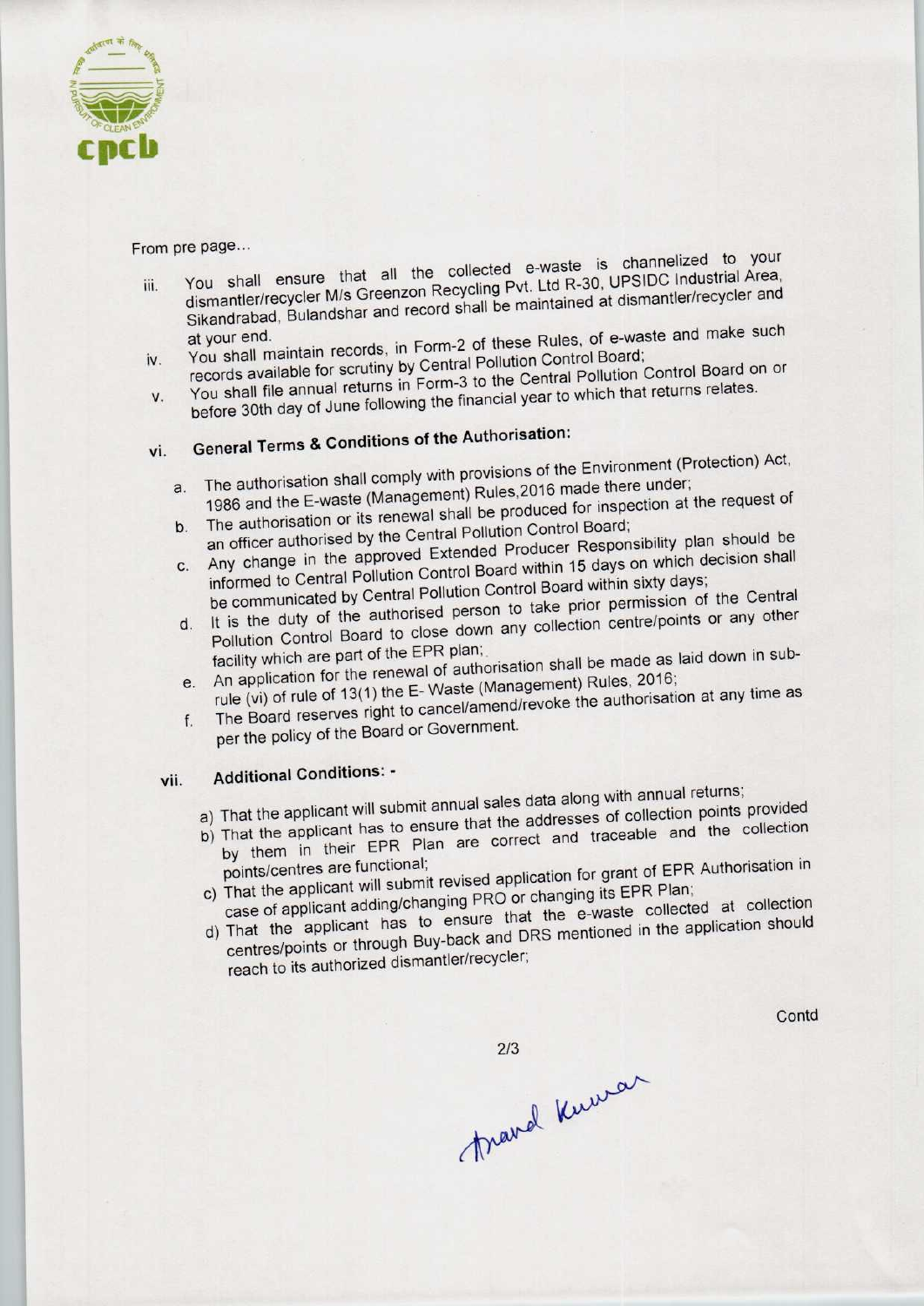From pre page...

iii. You shall ensure that all the collected e-waste is channelized to your dismantler/recycler M/s Greenzon Recycling Pvt. Ltd R-30, UPSIDC Industrial Area, Sikandrabad, Bulandshar and record shall be maintained at dismantler/recycler and at your end.

iv. You shall maintain records, in Form-2 of these Rules, of e-waste and make such records available for scrutiny by Central Pollution Control Board;

v. You shall file annual returns in Form-3 to the Central Pollution Control Board on or before 30th day of June following the financial year to which that returns relates.

vi. **General Terms & Conditions of the Authorisation:**

a. The authorisation shall comply with provisions of the Environment (Protection) Act, 1986 and the E-waste (Management) Rules,2016 made there under;

b. The authorisation or its renewal shall be produced for inspection at the request of an officer authorised by the Central Pollution Control Board;

c. Any change in the approved Extended Producer Responsibility plan should be informed to Central Pollution Control Board within 15 days on which decision shall be communicated by Central Pollution Control Board within sixty days;

d. It is the duty of the authorised person to take prior permission of the Central Pollution Control Board to close down any collection centre/points or any other facility which are part of the EPR plan;

e. An application for the renewal of authorisation shall be made as laid down in sub-rule (vi) of rule of 13(1) the E- Waste (Management) Rules, 2016;

f. The Board reserves right to cancel/amend/revoke the authorisation at any time as per the policy of the Board or Government.

vii. **Additional Conditions: -**

a) That the applicant will submit annual sales data along with annual returns;

b) That the applicant has to ensure that the addresses of collection points provided by them in their EPR Plan are correct and traceable and the collection points/centres are functional;

c) That the applicant will submit revised application for grant of EPR Authorisation in case of applicant adding/changing PRO or changing its EPR Plan;

d) That the applicant has to ensure that the e-waste collected at collection centres/points or through Buy-back and DRS mentioned in the application should reach to its authorized dismantler/recycler;

Contd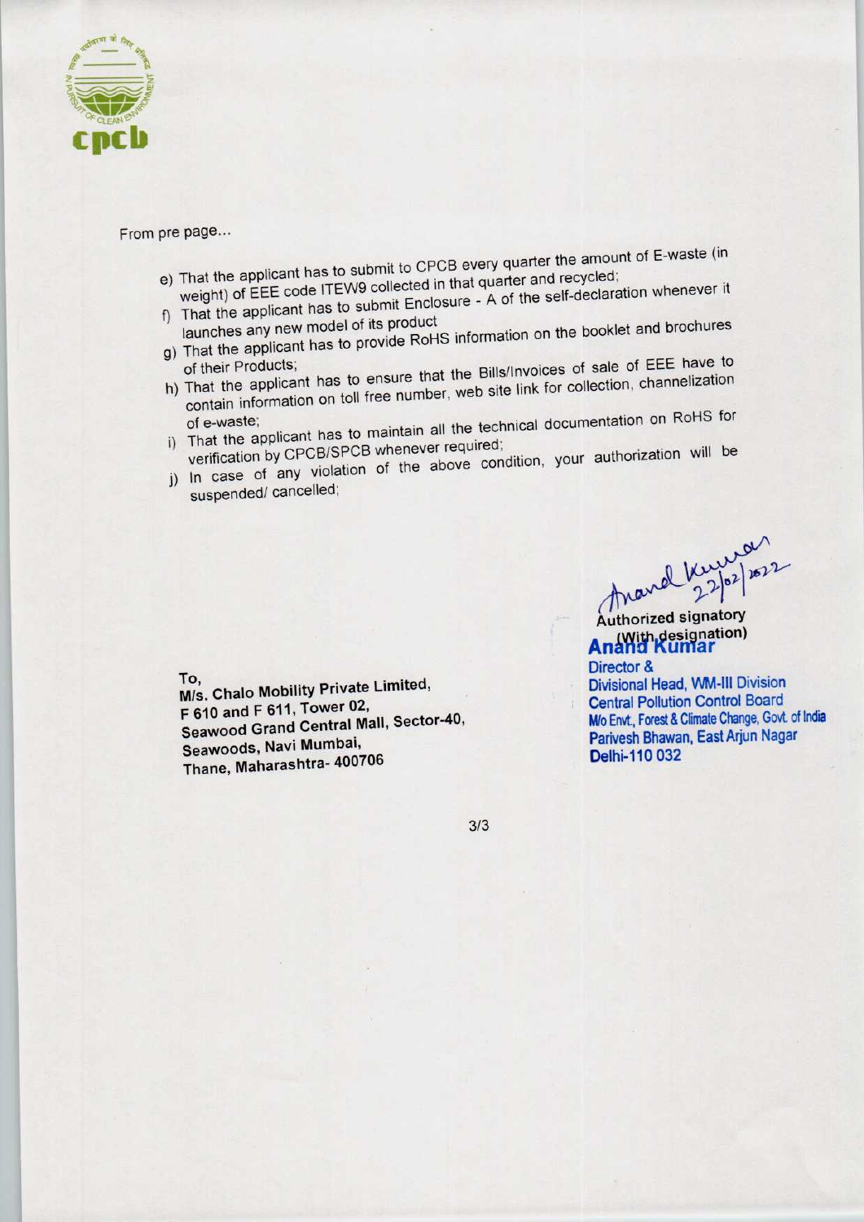From pre page...

e) That the applicant has to submit to CPCB every quarter the amount of E-waste (in weight) of EEE code ITEW9 collected in that quarter and recycled;
f) That the applicant has to submit Enclosure - A of the self-declaration whenever it launches any new model of its product
g) That the applicant has to provide RoHS information on the booklet and brochures of their Products;
h) That the applicant has to ensure that the Bills/Invoices of sale of EEE have to contain information on toll free number, web site link for collection, channelization of e-waste;
i) That the applicant has to maintain all the technical documentation on RoHS for verification by CPCB/SPCB whenever required;
j) In case of any violation of the above condition, your authorization will be suspended/ cancelled;

Anand Kumar
22/02/2022

Authorized signatory
(With designation)

**Anand Kumar**
Director &
Divisional Head, WM-III Division
Central Pollution Control Board
M/o Envt., Forest & Climate Change, Govt. of India
Parivesh Bhawan, East Arjun Nagar
Delhi-110 032

To,
M/s. Chalo Mobility Private Limited,
F 610 and F 611, Tower 02,
Seawood Grand Central Mall, Sector-40,
Seawoods, Navi Mumbai,
Thane, Maharashtra- 400706